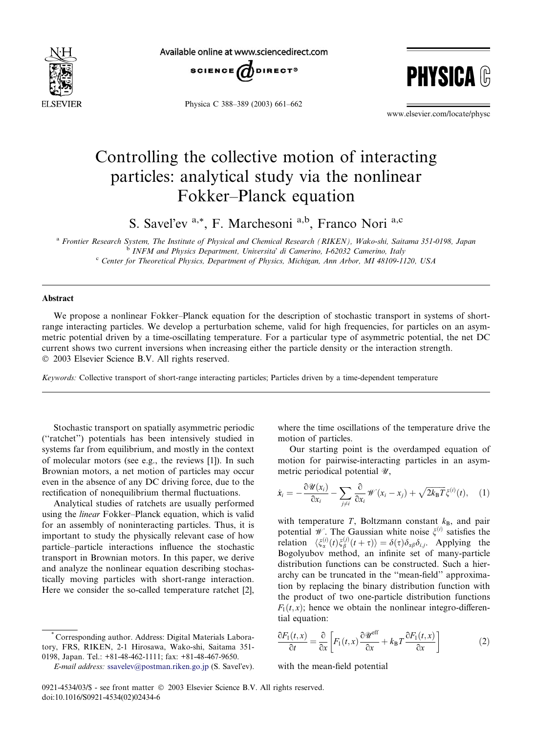# Controlling the collective motion of interacting particles: analytical study via the nonlinear Fokker–Planck equation

S. Savel'ev [a,*], F. Marchesoni [a,b], Franco Nori [a,c]

[a] Frontier Research System, The Institute of Physical and Chemical Research (RIKEN), Wako-shi, Saitama 351-0198, Japan
[b] INFM and Physics Department, Universita' di Camerino, I-62032 Camerino, Italy
[c] Center for Theoretical Physics, Department of Physics, Michigan, Ann Arbor, MI 48109-1120, USA

## Abstract

We propose a nonlinear Fokker–Planck equation for the description of stochastic transport in systems of short-range interacting particles. We develop a perturbation scheme, valid for high frequencies, for particles on an asymmetric potential driven by a time-oscillating temperature. For a particular type of asymmetric potential, the net DC current shows two current inversions when increasing either the particle density or the interaction strength.
© 2003 Elsevier Science B.V. All rights reserved.

*Keywords:* Collective transport of short-range interacting particles; Particles driven by a time-dependent temperature

Stochastic transport on spatially asymmetric periodic ("ratchet") potentials has been intensively studied in systems far from equilibrium, and mostly in the context of molecular motors (see e.g., the reviews [1]). In such Brownian motors, a net motion of particles may occur even in the absence of any DC driving force, due to the rectification of nonequilibrium thermal fluctuations.

Analytical studies of ratchets are usually performed using the *linear* Fokker–Planck equation, which is valid for an assembly of noninteracting particles. Thus, it is important to study the physically relevant case of how particle–particle interactions influence the stochastic transport in Brownian motors. In this paper, we derive and analyze the nonlinear equation describing stochastically moving particles with short-range interaction. Here we consider the so-called temperature ratchet [2], where the time oscillations of the temperature drive the motion of particles.

Our starting point is the overdamped equation of motion for pairwise-interacting particles in an asymmetric periodical potential $\mathscr{U}$,

$$\dot{x}_i = -\frac{\partial \mathscr{U}(x_i)}{\partial x_i} - \sum_{j \neq i} \frac{\partial}{\partial x_i} \mathscr{W}(x_i - x_j) + \sqrt{2k_B T}\,\xi^{(i)}(t), \quad (1)$$

with temperature $T$, Boltzmann constant $k_B$, and pair potential $\mathscr{W}$. The Gaussian white noise $\xi^{(i)}$ satisfies the relation $\langle \xi_\alpha^{(i)}(t)\xi_\beta^{(j)}(t+\tau)\rangle = \delta(\tau)\delta_{\alpha\beta}\delta_{i,j}$. Applying the Bogolyubov method, an infinite set of many-particle distribution functions can be constructed. Such a hierarchy can be truncated in the "mean-field" approximation by replacing the binary distribution function with the product of two one-particle distribution functions $F_1(t,x)$; hence we obtain the nonlinear integro-differential equation:

$$\frac{\partial F_1(t,x)}{\partial t} = \frac{\partial}{\partial x}\left[F_1(t,x)\frac{\partial \mathscr{U}^{\text{eff}}}{\partial x} + k_B T \frac{\partial F_1(t,x)}{\partial x}\right] \quad (2)$$

with the mean-field potential

---

* Corresponding author. Address: Digital Materials Laboratory, FRS, RIKEN, 2-1 Hirosawa, Wako-shi, Saitama 351-0198, Japan. Tel.: +81-48-462-1111; fax: +81-48-467-9650.
*E-mail address:* ssavelev@postman.riken.go.jp (S. Savel'ev).

0921-4534/03/$ - see front matter © 2003 Elsevier Science B.V. All rights reserved.
doi:10.1016/S0921-4534(02)02434-6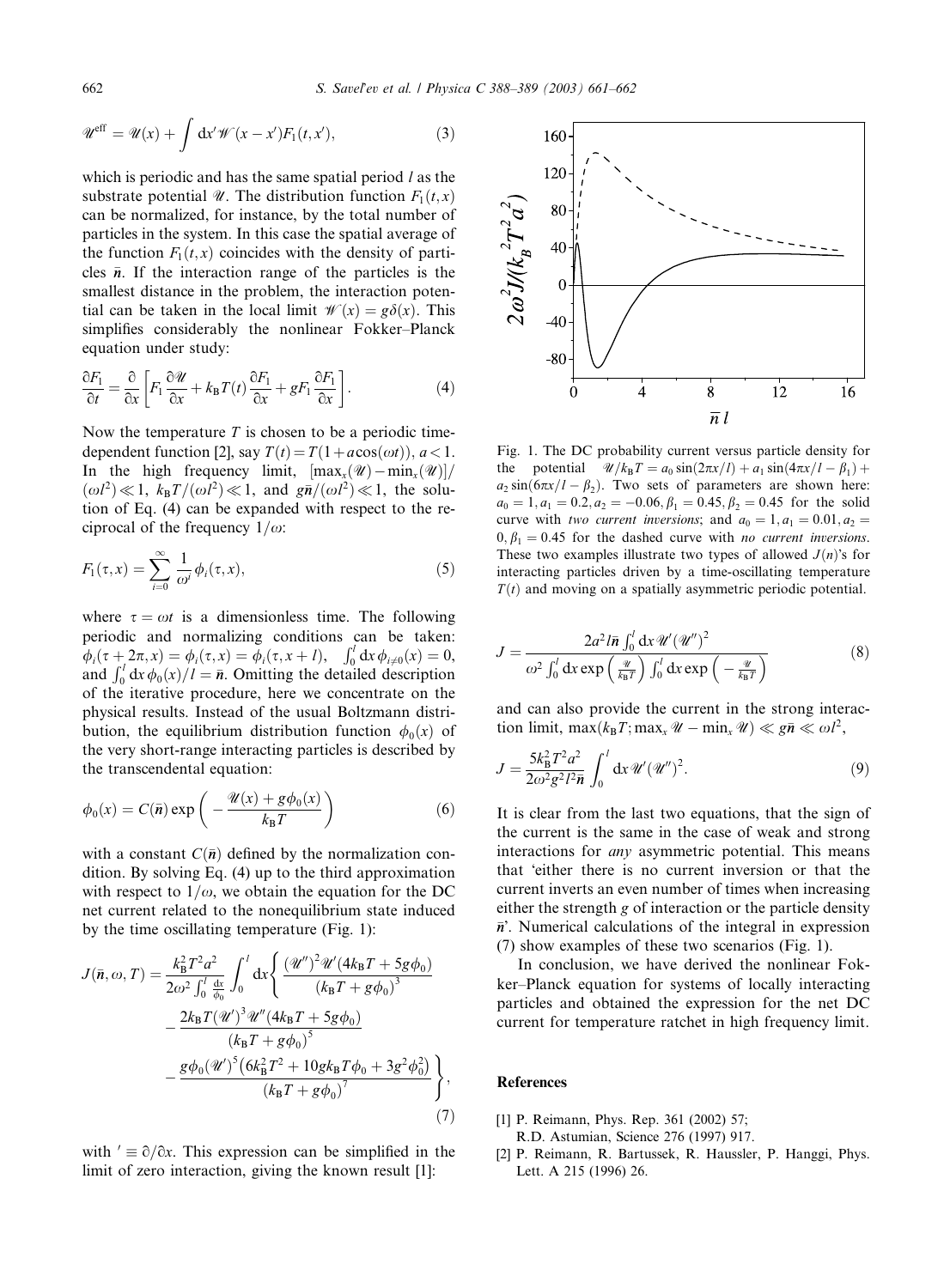$$\mathscr{U}^{\mathrm{eff}} = \mathscr{U}(x) + \int \mathrm{d}x' \mathscr{W}(x - x') F_1(t, x'), \tag{3}$$

which is periodic and has the same spatial period $l$ as the substrate potential $\mathscr{U}$. The distribution function $F_1(t, x)$ can be normalized, for instance, by the total number of particles in the system. In this case the spatial average of the function $F_1(t, x)$ coincides with the density of particles $\bar{n}$. If the interaction range of the particles is the smallest distance in the problem, the interaction potential can be taken in the local limit $\mathscr{W}(x) = g\delta(x)$. This simplifies considerably the nonlinear Fokker–Planck equation under study:

$$\frac{\partial F_1}{\partial t} = \frac{\partial}{\partial x}\left[ F_1 \frac{\partial \mathscr{U}}{\partial x} + k_\mathrm{B} T(t) \frac{\partial F_1}{\partial x} + g F_1 \frac{\partial F_1}{\partial x} \right]. \tag{4}$$

Now the temperature $T$ is chosen to be a periodic time-dependent function [2], say $T(t) = T(1 + a\cos(\omega t))$, $a < 1$. In the high frequency limit, $[\max_x(\mathscr{U}) - \min_x(\mathscr{U})]/(\omega l^2) \ll 1$, $k_\mathrm{B} T/(\omega l^2) \ll 1$, and $g\bar{n}/(\omega l^2) \ll 1$, the solution of Eq. (4) can be expanded with respect to the reciprocal of the frequency $1/\omega$:

$$F_1(\tau, x) = \sum_{i=0}^{\infty} \frac{1}{\omega^i} \phi_i(\tau, x), \tag{5}$$

where $\tau = \omega t$ is a dimensionless time. The following periodic and normalizing conditions can be taken: $\phi_i(\tau + 2\pi, x) = \phi_i(\tau, x) = \phi_i(\tau, x + l)$, $\int_0^l \mathrm{d}x\, \phi_{i \neq 0}(x) = 0$, and $\int_0^l \mathrm{d}x\, \phi_0(x)/l = \bar{n}$. Omitting the detailed description of the iterative procedure, here we concentrate on the physical results. Instead of the usual Boltzmann distribution, the equilibrium distribution function $\phi_0(x)$ of the very short-range interacting particles is described by the transcendental equation:

$$\phi_0(x) = C(\bar{n}) \exp\left( -\frac{\mathscr{U}(x) + g\phi_0(x)}{k_\mathrm{B} T} \right) \tag{6}$$

with a constant $C(\bar{n})$ defined by the normalization condition. By solving Eq. (4) up to the third approximation with respect to $1/\omega$, we obtain the equation for the DC net current related to the nonequilibrium state induced by the time oscillating temperature (Fig. 1):

$$\begin{aligned} J(\bar{n}, \omega, T) = \frac{k_\mathrm{B}^2 T^2 a^2}{2\omega^2 \int_0^l \frac{\mathrm{d}x}{\phi_0}} \int_0^l \mathrm{d}x \Bigg\{ & \frac{(\mathscr{U}'')^2 \mathscr{U}' (4k_\mathrm{B} T + 5g\phi_0)}{(k_\mathrm{B} T + g\phi_0)^3} \\ & - \frac{2k_\mathrm{B} T (\mathscr{U}')^3 \mathscr{U}'' (4k_\mathrm{B} T + 5g\phi_0)}{(k_\mathrm{B} T + g\phi_0)^5} \\ & - \frac{g\phi_0 (\mathscr{U}')^5 \left(6k_\mathrm{B}^2 T^2 + 10 g k_\mathrm{B} T \phi_0 + 3g^2\phi_0^2\right)}{(k_\mathrm{B} T + g\phi_0)^7} \Bigg\}, \end{aligned} \tag{7}$$

with $' \equiv \partial/\partial x$. This expression can be simplified in the limit of zero interaction, giving the known result [1]:

160
120
80
40
0
-40
-80
0 4 8 12 16
$2\omega^2 J/(k_B{}^2 T^2 a^2)$
$\bar{n}\, l$

Fig. 1. The DC probability current versus particle density for the potential $\mathscr{U}/k_\mathrm{B}T = a_0 \sin(2\pi x/l) + a_1 \sin(4\pi x/l - \beta_1) + a_2 \sin(6\pi x/l - \beta_2)$. Two sets of parameters are shown here: $a_0 = 1, a_1 = 0.2, a_2 = -0.06, \beta_1 = 0.45, \beta_2 = 0.45$ for the solid curve with *two current inversions*; and $a_0 = 1, a_1 = 0.01, a_2 = 0, \beta_1 = 0.45$ for the dashed curve with *no current inversions*. These two examples illustrate two types of allowed $J(n)$'s for interacting particles driven by a time-oscillating temperature $T(t)$ and moving on a spatially asymmetric periodic potential.

$$J = \frac{2a^2 l\bar{n} \int_0^l \mathrm{d}x\, \mathscr{U}' (\mathscr{U}'')^2}{\omega^2 \int_0^l \mathrm{d}x \exp\left(\frac{\mathscr{U}}{k_\mathrm{B}T}\right) \int_0^l \mathrm{d}x \exp\left(-\frac{\mathscr{U}}{k_\mathrm{B}T}\right)} \tag{8}$$

and can also provide the current in the strong interaction limit, $\max(k_\mathrm{B}T; \max_x \mathscr{U} - \min_x \mathscr{U}) \ll g\bar{n} \ll \omega l^2$,

$$J = \frac{5k_\mathrm{B}^2 T^2 a^2}{2\omega^2 g^2 l^2 \bar{n}} \int_0^l \mathrm{d}x\, \mathscr{U}' (\mathscr{U}'')^2. \tag{9}$$

It is clear from the last two equations, that the sign of the current is the same in the case of weak and strong interactions for *any* asymmetric potential. This means that 'either there is no current inversion or that the current inverts an even number of times when increasing either the strength $g$ of interaction or the particle density $\bar{n}$'. Numerical calculations of the integral in expression (7) show examples of these two scenarios (Fig. 1).

In conclusion, we have derived the nonlinear Fokker–Planck equation for systems of locally interacting particles and obtained the expression for the net DC current for temperature ratchet in high frequency limit.

## References

[1] P. Reimann, Phys. Rep. 361 (2002) 57; R.D. Astumian, Science 276 (1997) 917.

[2] P. Reimann, R. Bartussek, R. Haussler, P. Hanggi, Phys. Lett. A 215 (1996) 26.